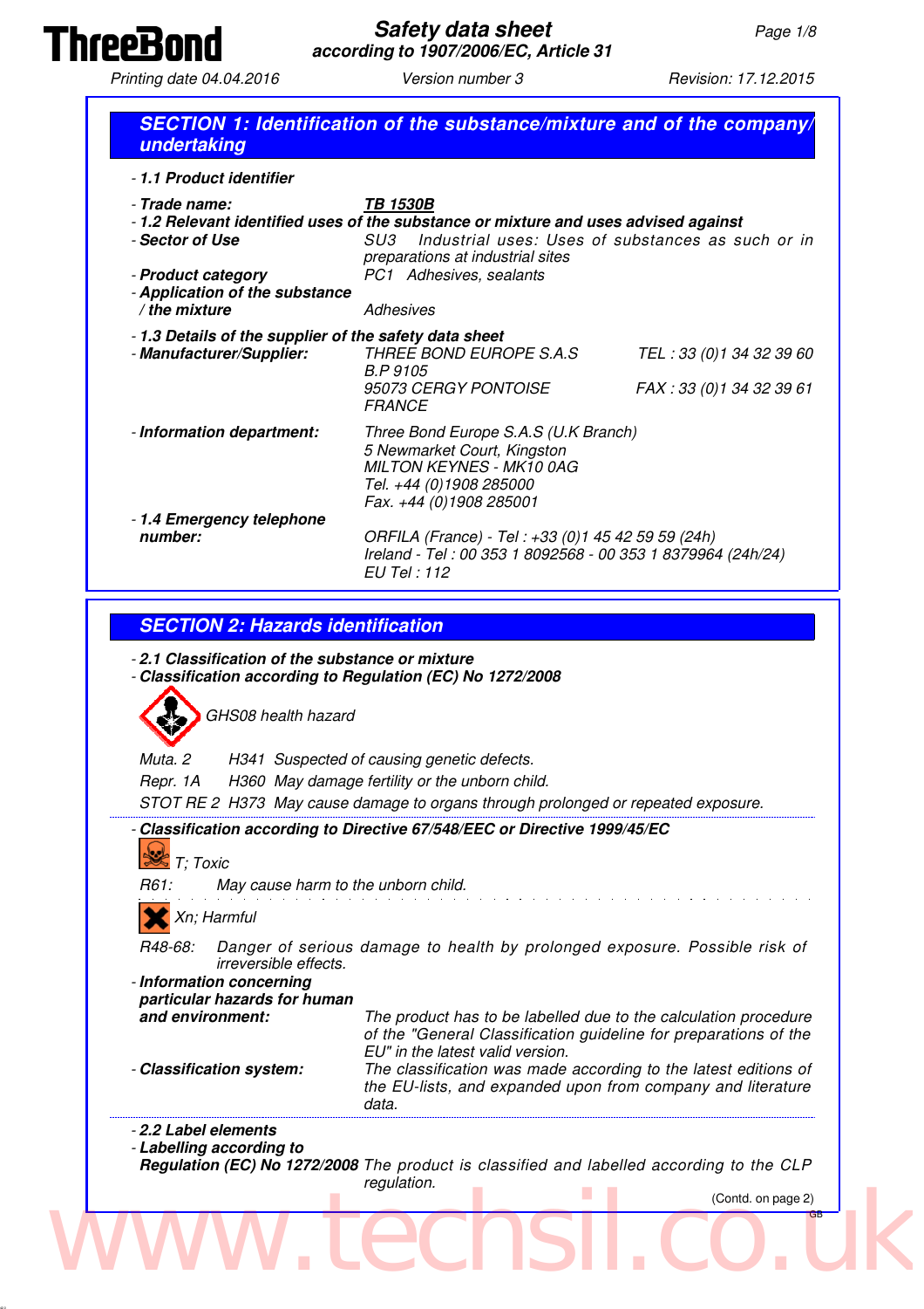**ThreeBond**

# Safety data sheet
*according to 1907/2006/EC, Article 31*

Printing date 04.04.2016 — Version number 3 — Revision: 17.12.2015

## SECTION 1: Identification of the substance/mixture and of the company/undertaking

- **1.1 Product identifier**
- **Trade name:** **TB 1530B**
- **1.2 Relevant identified uses of the substance or mixture and uses advised against**
- **Sector of Use:** SU3 Industrial uses: Uses of substances as such or in preparations at industrial sites
- **Product category:** PC1 Adhesives, sealants
- **Application of the substance / the mixture:** Adhesives
- **1.3 Details of the supplier of the safety data sheet**
- **Manufacturer/Supplier:**
  THREE BOND EUROPE S.A.S
  B.P 9105
  95073 CERGY PONTOISE
  FRANCE
  TEL : 33 (0)1 34 32 39 60
  FAX : 33 (0)1 34 32 39 61
- **Information department:**
  Three Bond Europe S.A.S (U.K Branch)
  5 Newmarket Court, Kingston
  MILTON KEYNES - MK10 0AG
  Tel. +44 (0)1908 285000
  Fax. +44 (0)1908 285001
- **1.4 Emergency telephone number:**
  ORFILA (France) - Tel : +33 (0)1 45 42 59 59 (24h)
  Ireland - Tel : 00 353 1 8092568 - 00 353 1 8379964 (24h/24)
  EU Tel : 112

## SECTION 2: Hazards identification

- **2.1 Classification of the substance or mixture**
- **Classification according to Regulation (EC) No 1272/2008**

GHS08 health hazard

Muta. 2 H341 Suspected of causing genetic defects.
Repr. 1A H360 May damage fertility or the unborn child.
STOT RE 2 H373 May cause damage to organs through prolonged or repeated exposure.

- **Classification according to Directive 67/548/EEC or Directive 1999/45/EC**

T; Toxic

R61: May cause harm to the unborn child.

Xn; Harmful

R48-68: Danger of serious damage to health by prolonged exposure. Possible risk of irreversible effects.

- **Information concerning particular hazards for human and environment:** The product has to be labelled due to the calculation procedure of the "General Classification guideline for preparations of the EU" in the latest valid version.
- **Classification system:** The classification was made according to the latest editions of the EU-lists, and expanded upon from company and literature data.

- **2.2 Label elements**
- **Labelling according to Regulation (EC) No 1272/2008** The product is classified and labelled according to the CLP regulation.

(Contd. on page 2)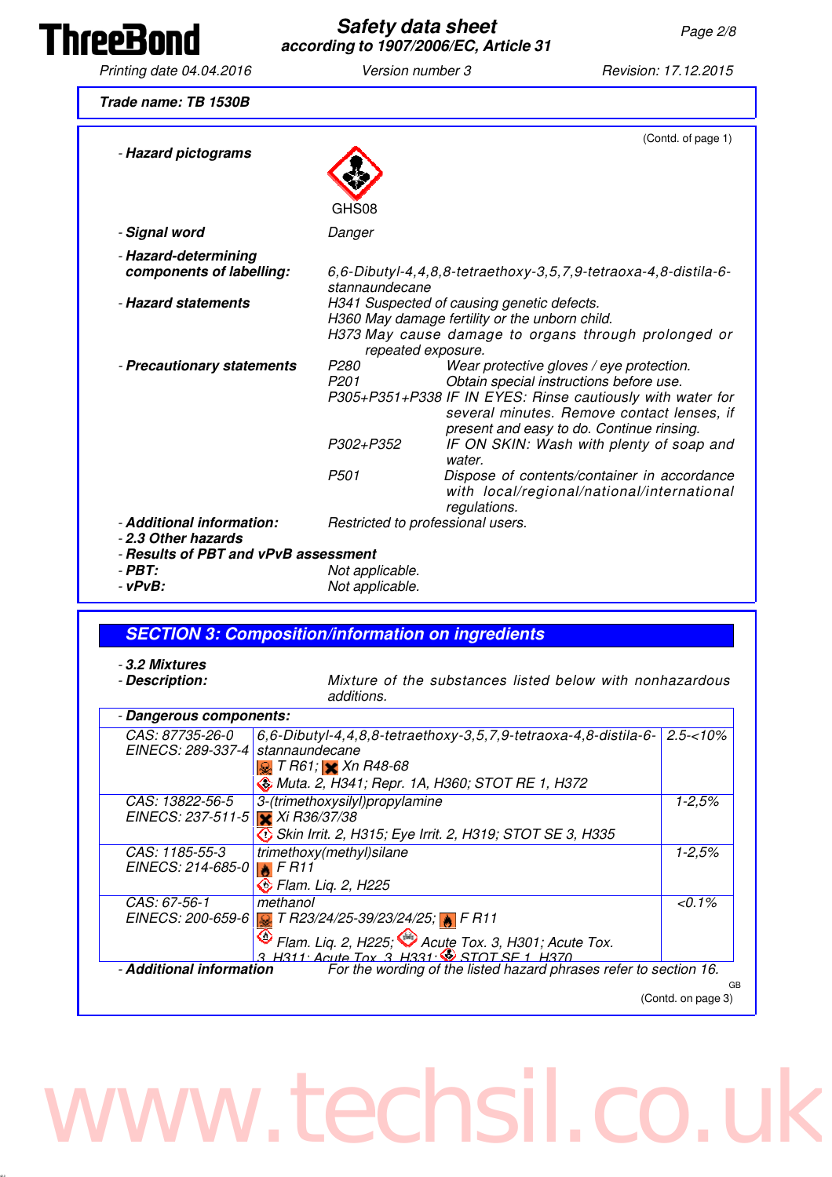**Trade name: TB 1530B**

(Contd. of page 1)

- **Hazard pictograms**

GHS08

- **Signal word** Danger
- **Hazard-determining components of labelling:** 6,6-Dibutyl-4,4,8,8-tetraethoxy-3,5,7,9-tetraoxa-4,8-distila-6-stannaundecane
- **Hazard statements**
  - H341 Suspected of causing genetic defects.
  - H360 May damage fertility or the unborn child.
  - H373 May cause damage to organs through prolonged or repeated exposure.
- **Precautionary statements**
  - P280 Wear protective gloves / eye protection.
  - P201 Obtain special instructions before use.
  - P305+P351+P338 IF IN EYES: Rinse cautiously with water for several minutes. Remove contact lenses, if present and easy to do. Continue rinsing.
  - P302+P352 IF ON SKIN: Wash with plenty of soap and water.
  - P501 Dispose of contents/container in accordance with local/regional/national/international regulations.
- **Additional information:** Restricted to professional users.
- **2.3 Other hazards**
- **Results of PBT and vPvB assessment**
- **PBT:** Not applicable.
- **vPvB:** Not applicable.

## SECTION 3: Composition/information on ingredients

- **3.2 Mixtures**
- **Description:** Mixture of the substances listed below with nonhazardous additions.

- **Dangerous components:**

| Identifiers | Substance / Classification | Concentration |
|---|---|---|
| CAS: 87735-26-0<br>EINECS: 289-337-4 | 6,6-Dibutyl-4,4,8,8-tetraethoxy-3,5,7,9-tetraoxa-4,8-distila-6-stannaundecane<br>T R61; Xn R48-68<br>Muta. 2, H341; Repr. 1A, H360; STOT RE 1, H372 | 2.5-<10% |
| CAS: 13822-56-5<br>EINECS: 237-511-5 | 3-(trimethoxysilyl)propylamine<br>Xi R36/37/38<br>Skin Irrit. 2, H315; Eye Irrit. 2, H319; STOT SE 3, H335 | 1-2,5% |
| CAS: 1185-55-3<br>EINECS: 214-685-0 | trimethoxy(methyl)silane<br>F R11<br>Flam. Liq. 2, H225 | 1-2,5% |
| CAS: 67-56-1<br>EINECS: 200-659-6 | methanol<br>T R23/24/25-39/23/24/25; F R11<br>Flam. Liq. 2, H225; Acute Tox. 3, H301; Acute Tox. 3, H311; Acute Tox. 3, H331; STOT SE 1, H370 | <0.1% |

- **Additional information** For the wording of the listed hazard phrases refer to section 16.

GB

(Contd. on page 3)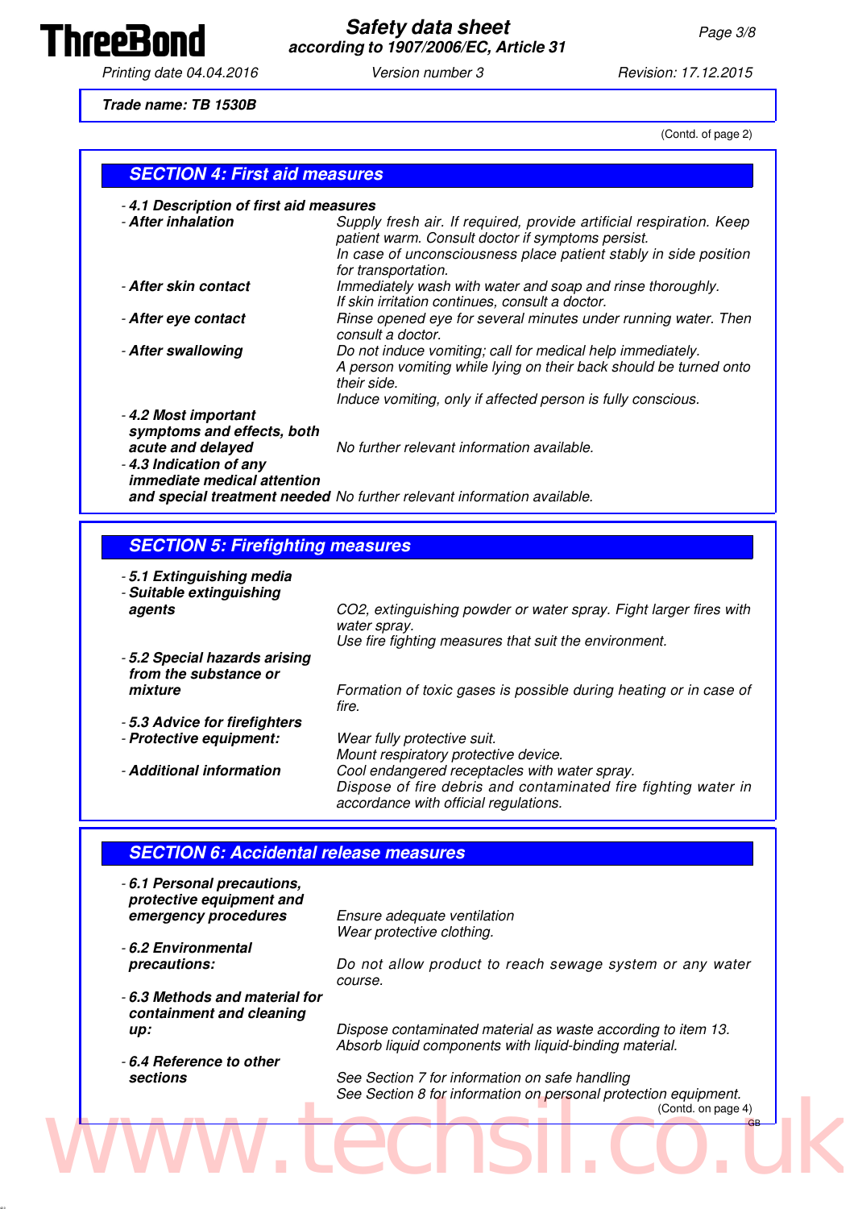Trade name: TB 1530B

(Contd. of page 2)

## SECTION 4: First aid measures

- **4.1 Description of first aid measures**
- **After inhalation** Supply fresh air. If required, provide artificial respiration. Keep patient warm. Consult doctor if symptoms persist.
  In case of unconsciousness place patient stably in side position for transportation.
- **After skin contact** Immediately wash with water and soap and rinse thoroughly.
  If skin irritation continues, consult a doctor.
- **After eye contact** Rinse opened eye for several minutes under running water. Then consult a doctor.
- **After swallowing** Do not induce vomiting; call for medical help immediately.
  A person vomiting while lying on their back should be turned onto their side.
  Induce vomiting, only if affected person is fully conscious.
- **4.2 Most important symptoms and effects, both acute and delayed** No further relevant information available.
- **4.3 Indication of any immediate medical attention and special treatment needed** No further relevant information available.

## SECTION 5: Firefighting measures

- **5.1 Extinguishing media**
- **Suitable extinguishing agents** $CO_2$, extinguishing powder or water spray. Fight larger fires with water spray.
  Use fire fighting measures that suit the environment.
- **5.2 Special hazards arising from the substance or mixture** Formation of toxic gases is possible during heating or in case of fire.
- **5.3 Advice for firefighters**
- **Protective equipment:** Wear fully protective suit.
  Mount respiratory protective device.
- **Additional information** Cool endangered receptacles with water spray.
  Dispose of fire debris and contaminated fire fighting water in accordance with official regulations.

## SECTION 6: Accidental release measures

- **6.1 Personal precautions, protective equipment and emergency procedures** Ensure adequate ventilation
  Wear protective clothing.
- **6.2 Environmental precautions:** Do not allow product to reach sewage system or any water course.
- **6.3 Methods and material for containment and cleaning up:** Dispose contaminated material as waste according to item 13.
  Absorb liquid components with liquid-binding material.
- **6.4 Reference to other sections** See Section 7 for information on safe handling
  See Section 8 for information on personal protection equipment.

(Contd. on page 4)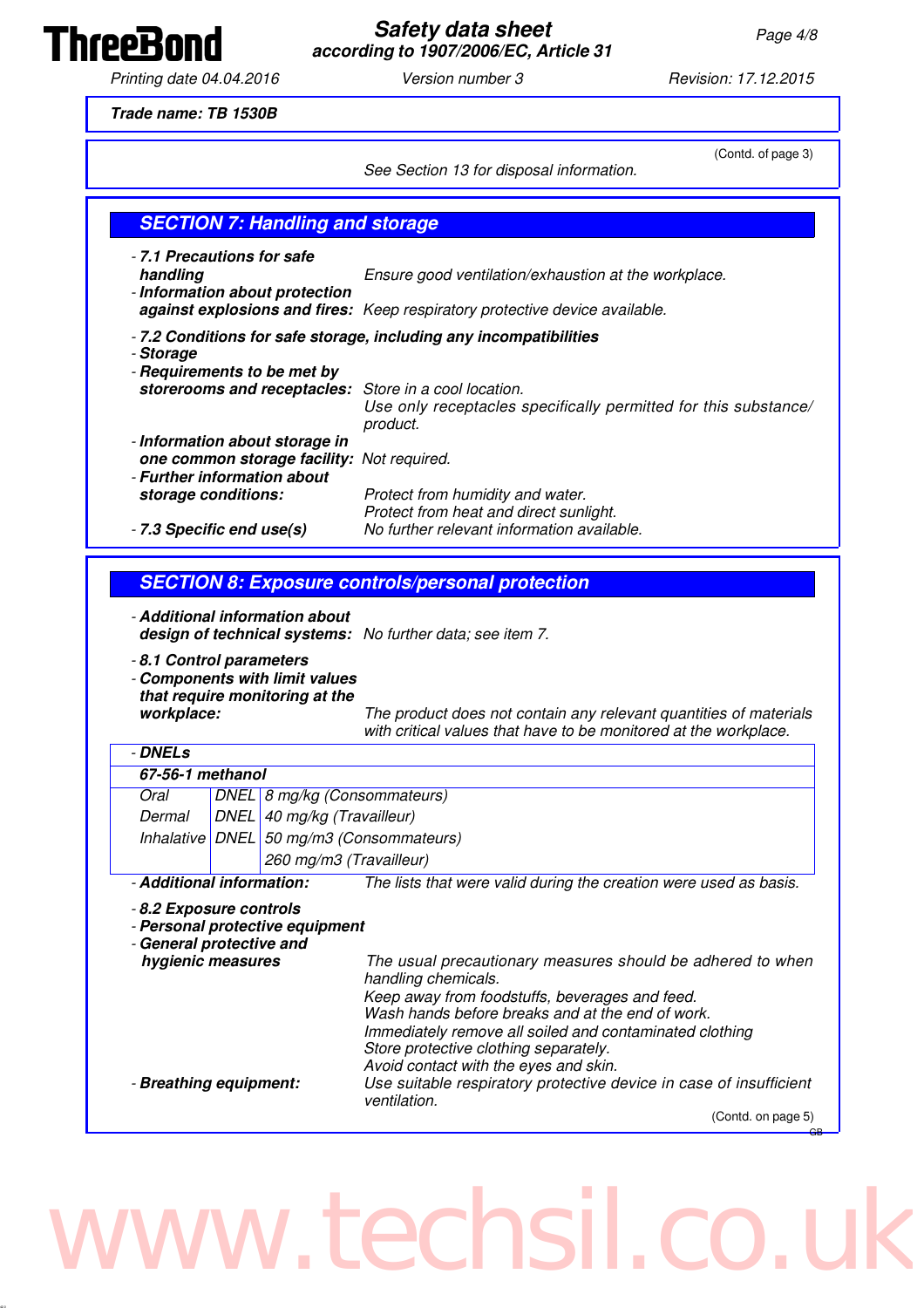**Trade name: TB 1530B**

(Contd. of page 3)

See Section 13 for disposal information.

## SECTION 7: Handling and storage

- **7.1 Precautions for safe handling** Ensure good ventilation/exhaustion at the workplace.
- **Information about protection against explosions and fires:** Keep respiratory protective device available.

- **7.2 Conditions for safe storage, including any incompatibilities**
- **Storage**
- **Requirements to be met by storerooms and receptacles:** Store in a cool location.
  Use only receptacles specifically permitted for this substance/ product.
- **Information about storage in one common storage facility:** Not required.
- **Further information about storage conditions:** Protect from humidity and water.
  Protect from heat and direct sunlight.
- **7.3 Specific end use(s)** No further relevant information available.

## SECTION 8: Exposure controls/personal protection

- **Additional information about design of technical systems:** No further data; see item 7.

- **8.1 Control parameters**
- **Components with limit values that require monitoring at the workplace:** The product does not contain any relevant quantities of materials with critical values that have to be monitored at the workplace.

- **DNELs**

| **67-56-1 methanol** | | |
|---|---|---|
| Oral | DNEL | 8 mg/kg (Consommateurs) |
| Dermal | DNEL | 40 mg/kg (Travailleur) |
| Inhalative | DNEL | 50 mg/m3 (Consommateurs) |
| | | 260 mg/m3 (Travailleur) |

- **Additional information:** The lists that were valid during the creation were used as basis.

- **8.2 Exposure controls**
- **Personal protective equipment**
- **General protective and hygienic measures** The usual precautionary measures should be adhered to when handling chemicals.
  Keep away from foodstuffs, beverages and feed.
  Wash hands before breaks and at the end of work.
  Immediately remove all soiled and contaminated clothing
  Store protective clothing separately.
  Avoid contact with the eyes and skin.
- **Breathing equipment:** Use suitable respiratory protective device in case of insufficient ventilation.

(Contd. on page 5)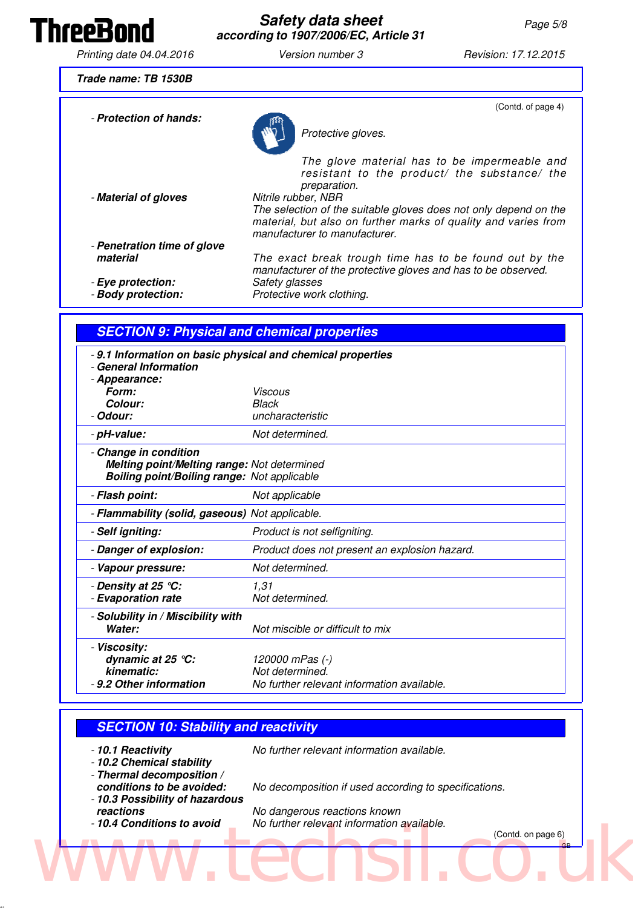Trade name: TB 1530B

(Contd. of page 4)

- **Protection of hands:**

  Protective gloves.

  The glove material has to be impermeable and resistant to the product/ the substance/ the preparation.

- **Material of gloves** Nitrile rubber, NBR
  The selection of the suitable gloves does not only depend on the material, but also on further marks of quality and varies from manufacturer to manufacturer.
- **Penetration time of glove material**
  The exact break trough time has to be found out by the manufacturer of the protective gloves and has to be observed.
- **Eye protection:** Safety glasses
- **Body protection:** Protective work clothing.

## SECTION 9: Physical and chemical properties

- **9.1 Information on basic physical and chemical properties**
- **General Information**
- **Appearance:**
  - **Form:** Viscous
  - **Colour:** Black
- **Odour:** uncharacteristic
- **pH-value:** Not determined.
- **Change in condition**
  - **Melting point/Melting range:** Not determined
  - **Boiling point/Boiling range:** Not applicable
- **Flash point:** Not applicable
- **Flammability (solid, gaseous)** Not applicable.
- **Self igniting:** Product is not selfigniting.
- **Danger of explosion:** Product does not present an explosion hazard.
- **Vapour pressure:** Not determined.
- **Density at 25 °C:** 1,31
- **Evaporation rate** Not determined.
- **Solubility in / Miscibility with**
  - **Water:** Not miscible or difficult to mix
- **Viscosity:**
  - **dynamic at 25 °C:** 120000 mPas (-)
  - **kinematic:** Not determined.
- **9.2 Other information** No further relevant information available.

## SECTION 10: Stability and reactivity

- **10.1 Reactivity** No further relevant information available.
- **10.2 Chemical stability**
- **Thermal decomposition / conditions to be avoided:** No decomposition if used according to specifications.
- **10.3 Possibility of hazardous reactions** No dangerous reactions known
- **10.4 Conditions to avoid** No further relevant information available.

(Contd. on page 6)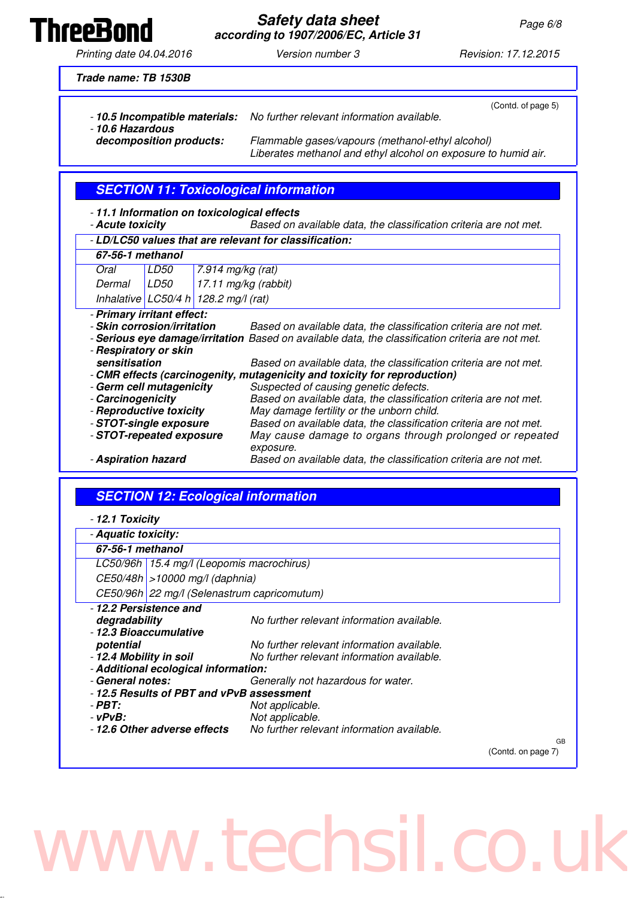**Trade name: TB 1530B**

(Contd. of page 5)

- **10.5 Incompatible materials:** No further relevant information available.
- **10.6 Hazardous decomposition products:** Flammable gases/vapours (methanol-ethyl alcohol)
  Liberates methanol and ethyl alcohol on exposure to humid air.

## SECTION 11: Toxicological information

- **11.1 Information on toxicological effects**
- **Acute toxicity** Based on available data, the classification criteria are not met.

- **LD/LC50 values that are relevant for classification:**

| **67-56-1 methanol** | | |
|---|---|---|
| Oral | LD50 | 7.914 mg/kg (rat) |
| Dermal | LD50 | 17.11 mg/kg (rabbit) |
| Inhalative | LC50/4 h | 128.2 mg/l (rat) |

- **Primary irritant effect:**
- **Skin corrosion/irritation** Based on available data, the classification criteria are not met.
- **Serious eye damage/irritation** Based on available data, the classification criteria are not met.
- **Respiratory or skin sensitisation** Based on available data, the classification criteria are not met.
- **CMR effects (carcinogenity, mutagenicity and toxicity for reproduction)**
- **Germ cell mutagenicity** Suspected of causing genetic defects.
- **Carcinogenicity** Based on available data, the classification criteria are not met.
- **Reproductive toxicity** May damage fertility or the unborn child.
- **STOT-single exposure** Based on available data, the classification criteria are not met.
- **STOT-repeated exposure** May cause damage to organs through prolonged or repeated exposure.
- **Aspiration hazard** Based on available data, the classification criteria are not met.

## SECTION 12: Ecological information

- **12.1 Toxicity**

- **Aquatic toxicity:**

| **67-56-1 methanol** | |
|---|---|
| LC50/96h | 15.4 mg/l (Leopomis macrochirus) |
| CE50/48h | >10000 mg/l (daphnia) |
| CE50/96h | 22 mg/l (Selenastrum capricomutum) |

- **12.2 Persistence and degradability** No further relevant information available.
- **12.3 Bioaccumulative potential** No further relevant information available.
- **12.4 Mobility in soil** No further relevant information available.
- **Additional ecological information:**
- **General notes:** Generally not hazardous for water.
- **12.5 Results of PBT and vPvB assessment**
- **PBT:** Not applicable.
- **vPvB:** Not applicable.
- **12.6 Other adverse effects** No further relevant information available.

GB

(Contd. on page 7)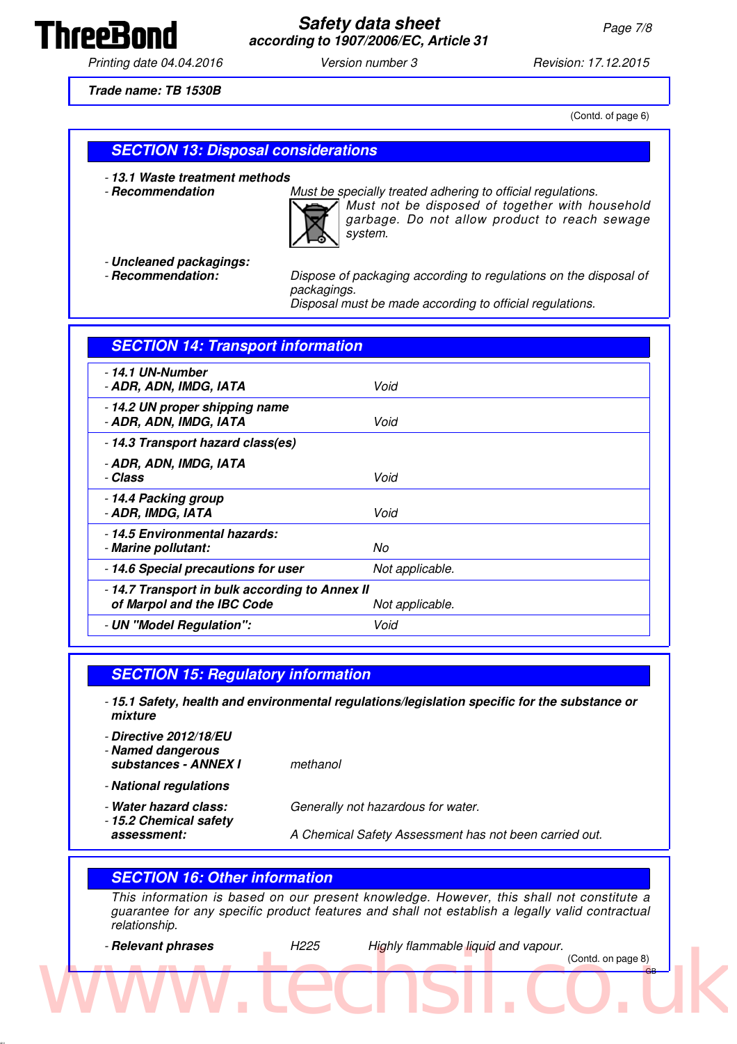Trade name: TB 1530B

(Contd. of page 6)

## SECTION 13: Disposal considerations

- **13.1 Waste treatment methods**
- **Recommendation** Must be specially treated adhering to official regulations. Must not be disposed of together with household garbage. Do not allow product to reach sewage system.

- **Uncleaned packagings:**
- **Recommendation:** Dispose of packaging according to regulations on the disposal of packagings. Disposal must be made according to official regulations.

## SECTION 14: Transport information

| | |
|---|---|
| - **14.1 UN-Number** | |
| - **ADR, ADN, IMDG, IATA** | Void |
| - **14.2 UN proper shipping name** | |
| - **ADR, ADN, IMDG, IATA** | Void |
| - **14.3 Transport hazard class(es)** | |
| - **ADR, ADN, IMDG, IATA** | |
| - **Class** | Void |
| - **14.4 Packing group** | |
| - **ADR, IMDG, IATA** | Void |
| - **14.5 Environmental hazards:** | |
| - **Marine pollutant:** | No |
| - **14.6 Special precautions for user** | Not applicable. |
| - **14.7 Transport in bulk according to Annex II of Marpol and the IBC Code** | Not applicable. |
| - **UN "Model Regulation":** | Void |

## SECTION 15: Regulatory information

- **15.1 Safety, health and environmental regulations/legislation specific for the substance or mixture**

- **Directive 2012/18/EU**
- **Named dangerous substances - ANNEX I** methanol

- **National regulations**

- **Water hazard class:** Generally not hazardous for water.
- **15.2 Chemical safety assessment:** A Chemical Safety Assessment has not been carried out.

## SECTION 16: Other information

This information is based on our present knowledge. However, this shall not constitute a guarantee for any specific product features and shall not establish a legally valid contractual relationship.

- **Relevant phrases** H225 Highly flammable liquid and vapour.

(Contd. on page 8)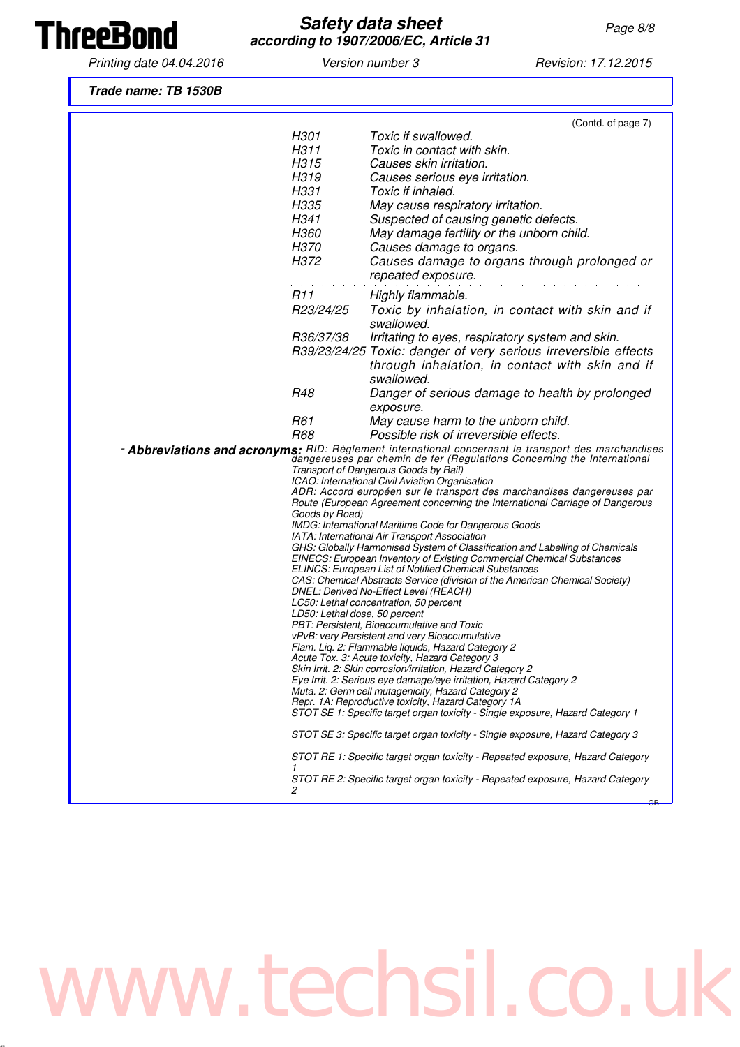**Trade name: TB 1530B**

(Contd. of page 7)

| | |
|---|---|
| H301 | Toxic if swallowed. |
| H311 | Toxic in contact with skin. |
| H315 | Causes skin irritation. |
| H319 | Causes serious eye irritation. |
| H331 | Toxic if inhaled. |
| H335 | May cause respiratory irritation. |
| H341 | Suspected of causing genetic defects. |
| H360 | May damage fertility or the unborn child. |
| H370 | Causes damage to organs. |
| H372 | Causes damage to organs through prolonged or repeated exposure. |
| R11 | Highly flammable. |
| R23/24/25 | Toxic by inhalation, in contact with skin and if swallowed. |
| R36/37/38 | Irritating to eyes, respiratory system and skin. |
| R39/23/24/25 | Toxic: danger of very serious irreversible effects through inhalation, in contact with skin and if swallowed. |
| R48 | Danger of serious damage to health by prolonged exposure. |
| R61 | May cause harm to the unborn child. |
| R68 | Possible risk of irreversible effects. |

- **Abbreviations and acronyms:** RID: Règlement international concernant le transport des marchandises dangereuses par chemin de fer (Regulations Concerning the International Transport of Dangerous Goods by Rail)
  ICAO: International Civil Aviation Organisation
  ADR: Accord européen sur le transport des marchandises dangereuses par Route (European Agreement concerning the International Carriage of Dangerous Goods by Road)
  IMDG: International Maritime Code for Dangerous Goods
  IATA: International Air Transport Association
  GHS: Globally Harmonised System of Classification and Labelling of Chemicals
  EINECS: European Inventory of Existing Commercial Chemical Substances
  ELINCS: European List of Notified Chemical Substances
  CAS: Chemical Abstracts Service (division of the American Chemical Society)
  DNEL: Derived No-Effect Level (REACH)
  LC50: Lethal concentration, 50 percent
  LD50: Lethal dose, 50 percent
  PBT: Persistent, Bioaccumulative and Toxic
  vPvB: very Persistent and very Bioaccumulative
  Flam. Liq. 2: Flammable liquids, Hazard Category 2
  Acute Tox. 3: Acute toxicity, Hazard Category 3
  Skin Irrit. 2: Skin corrosion/irritation, Hazard Category 2
  Eye Irrit. 2: Serious eye damage/eye irritation, Hazard Category 2
  Muta. 2: Germ cell mutagenicity, Hazard Category 2
  Repr. 1A: Reproductive toxicity, Hazard Category 1A
  STOT SE 1: Specific target organ toxicity - Single exposure, Hazard Category 1
  STOT SE 3: Specific target organ toxicity - Single exposure, Hazard Category 3
  STOT RE 1: Specific target organ toxicity - Repeated exposure, Hazard Category 1
  STOT RE 2: Specific target organ toxicity - Repeated exposure, Hazard Category 2

www.techsil.co.uk